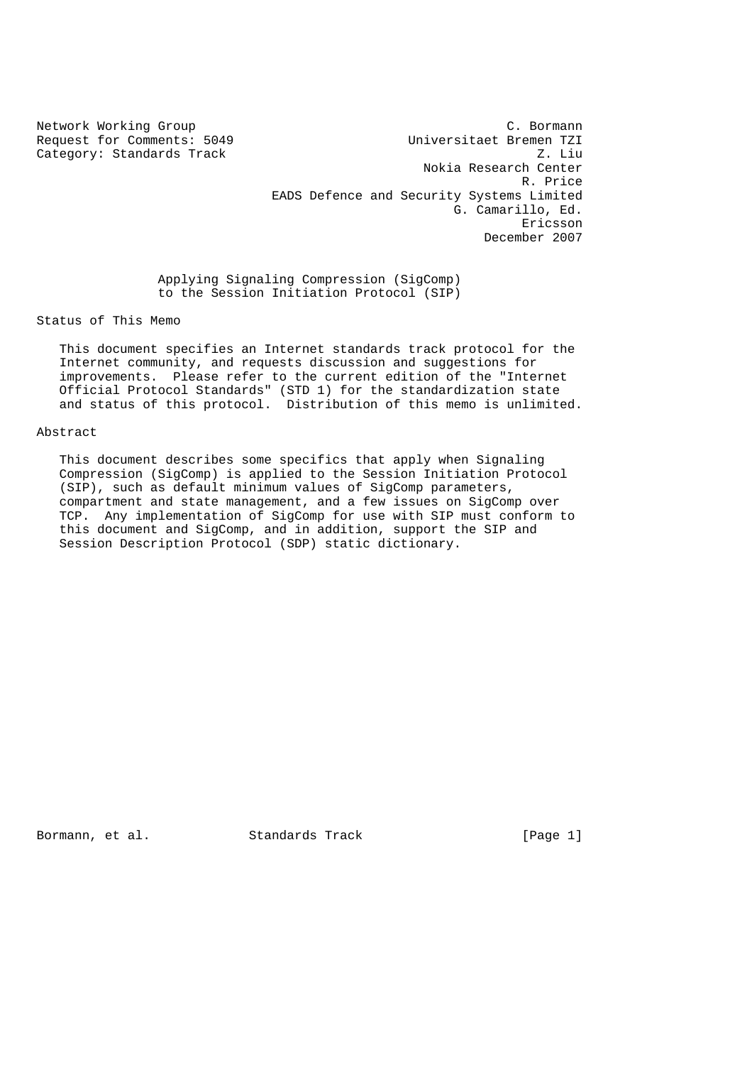Network Working Group C. Bormann
Request for Comments: 5049 Universitaet Bremen TZI
Category: Standards Track Z. Liu
Nokia Research Center
R. Price
EADS Defence and Security Systems Limited
G. Camarillo, Ed.
Ericsson
December 2007

# Applying Signaling Compression (SigComp) to the Session Initiation Protocol (SIP)

## Status of This Memo

This document specifies an Internet standards track protocol for the Internet community, and requests discussion and suggestions for improvements. Please refer to the current edition of the "Internet Official Protocol Standards" (STD 1) for the standardization state and status of this protocol. Distribution of this memo is unlimited.

## Abstract

This document describes some specifics that apply when Signaling Compression (SigComp) is applied to the Session Initiation Protocol (SIP), such as default minimum values of SigComp parameters, compartment and state management, and a few issues on SigComp over TCP. Any implementation of SigComp for use with SIP must conform to this document and SigComp, and in addition, support the SIP and Session Description Protocol (SDP) static dictionary.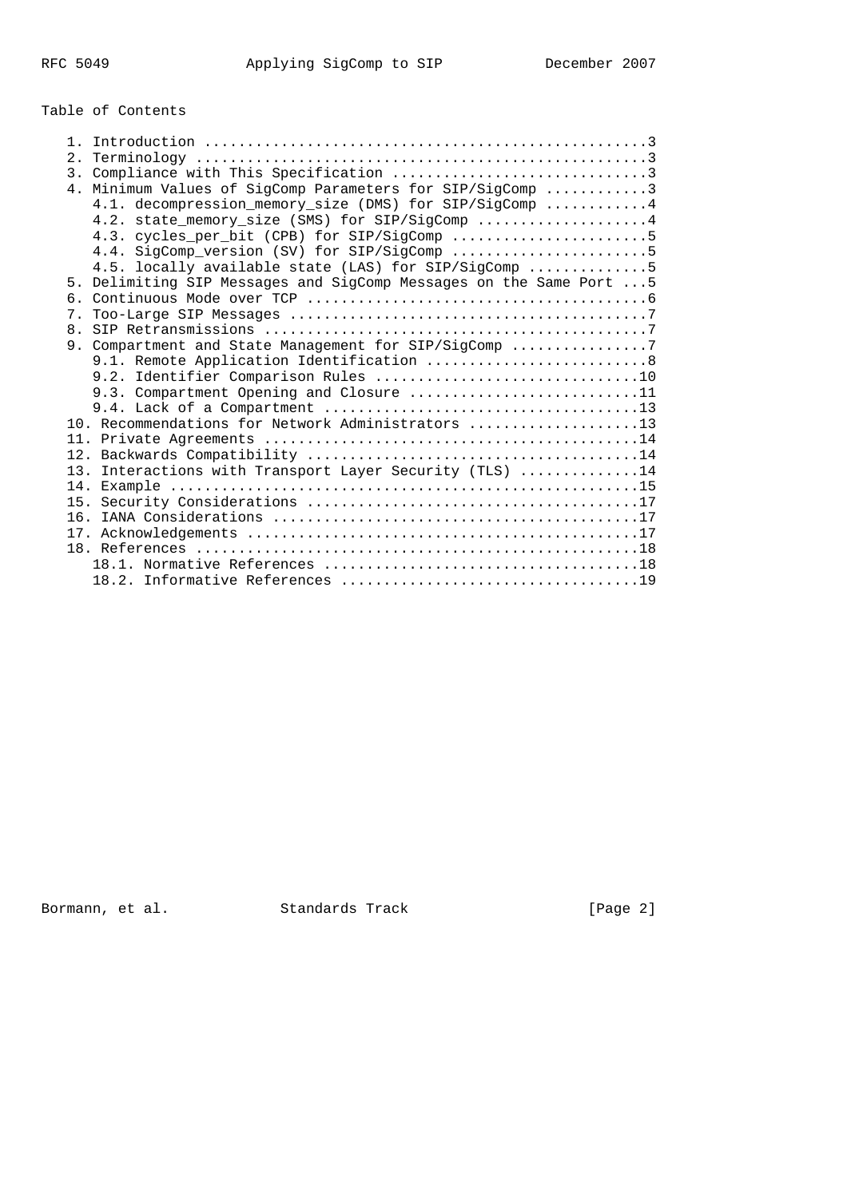Table of Contents

```
   1. Introduction ....................................................3
   2. Terminology .....................................................3
   3. Compliance with This Specification ..............................3
   4. Minimum Values of SigComp Parameters for SIP/SigComp ............3
      4.1. decompression_memory_size (DMS) for SIP/SigComp ............4
      4.2. state_memory_size (SMS) for SIP/SigComp ....................4
      4.3. cycles_per_bit (CPB) for SIP/SigComp .......................5
      4.4. SigComp_version (SV) for SIP/SigComp .......................5
      4.5. locally available state (LAS) for SIP/SigComp ..............5
   5. Delimiting SIP Messages and SigComp Messages on the Same Port ...5
   6. Continuous Mode over TCP ........................................6
   7. Too-Large SIP Messages ..........................................7
   8. SIP Retransmissions .............................................7
   9. Compartment and State Management for SIP/SigComp ................7
      9.1. Remote Application Identification ..........................8
      9.2. Identifier Comparison Rules ...............................10
      9.3. Compartment Opening and Closure ...........................11
      9.4. Lack of a Compartment .....................................13
   10. Recommendations for Network Administrators ....................13
   11. Private Agreements ............................................14
   12. Backwards Compatibility .......................................14
   13. Interactions with Transport Layer Security (TLS) ..............14
   14. Example .......................................................15
   15. Security Considerations .......................................17
   16. IANA Considerations ...........................................17
   17. Acknowledgements ..............................................17
   18. References ....................................................18
      18.1. Normative References .....................................18
      18.2. Informative References ...................................19
```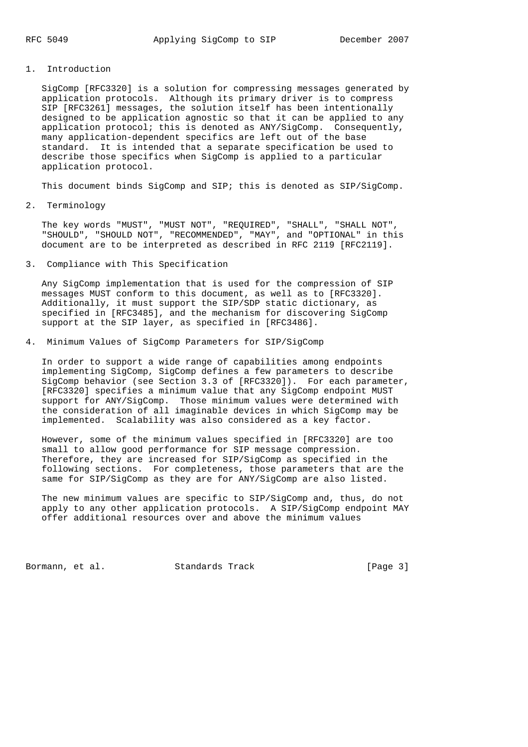## 1. Introduction

SigComp [RFC3320] is a solution for compressing messages generated by application protocols. Although its primary driver is to compress SIP [RFC3261] messages, the solution itself has been intentionally designed to be application agnostic so that it can be applied to any application protocol; this is denoted as ANY/SigComp. Consequently, many application-dependent specifics are left out of the base standard. It is intended that a separate specification be used to describe those specifics when SigComp is applied to a particular application protocol.

This document binds SigComp and SIP; this is denoted as SIP/SigComp.

## 2. Terminology

The key words "MUST", "MUST NOT", "REQUIRED", "SHALL", "SHALL NOT", "SHOULD", "SHOULD NOT", "RECOMMENDED", "MAY", and "OPTIONAL" in this document are to be interpreted as described in RFC 2119 [RFC2119].

## 3. Compliance with This Specification

Any SigComp implementation that is used for the compression of SIP messages MUST conform to this document, as well as to [RFC3320]. Additionally, it must support the SIP/SDP static dictionary, as specified in [RFC3485], and the mechanism for discovering SigComp support at the SIP layer, as specified in [RFC3486].

## 4. Minimum Values of SigComp Parameters for SIP/SigComp

In order to support a wide range of capabilities among endpoints implementing SigComp, SigComp defines a few parameters to describe SigComp behavior (see Section 3.3 of [RFC3320]). For each parameter, [RFC3320] specifies a minimum value that any SigComp endpoint MUST support for ANY/SigComp. Those minimum values were determined with the consideration of all imaginable devices in which SigComp may be implemented. Scalability was also considered as a key factor.

However, some of the minimum values specified in [RFC3320] are too small to allow good performance for SIP message compression. Therefore, they are increased for SIP/SigComp as specified in the following sections. For completeness, those parameters that are the same for SIP/SigComp as they are for ANY/SigComp are also listed.

The new minimum values are specific to SIP/SigComp and, thus, do not apply to any other application protocols. A SIP/SigComp endpoint MAY offer additional resources over and above the minimum values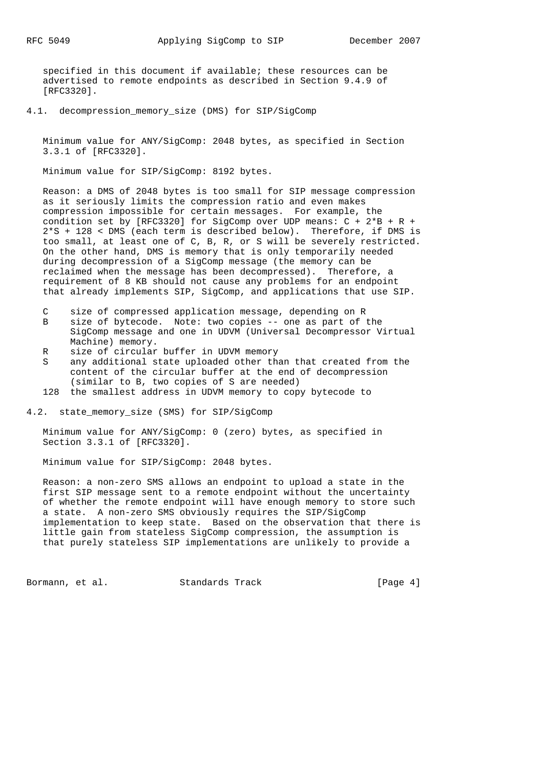specified in this document if available; these resources can be advertised to remote endpoints as described in Section 9.4.9 of [RFC3320].

## 4.1. decompression_memory_size (DMS) for SIP/SigComp

Minimum value for ANY/SigComp: 2048 bytes, as specified in Section 3.3.1 of [RFC3320].

Minimum value for SIP/SigComp: 8192 bytes.

Reason: a DMS of 2048 bytes is too small for SIP message compression as it seriously limits the compression ratio and even makes compression impossible for certain messages. For example, the condition set by [RFC3320] for SigComp over UDP means: $C + 2*B + R + 2*S + 128 < DMS$ (each term is described below). Therefore, if DMS is too small, at least one of C, B, R, or S will be severely restricted. On the other hand, DMS is memory that is only temporarily needed during decompression of a SigComp message (the memory can be reclaimed when the message has been decompressed). Therefore, a requirement of 8 KB should not cause any problems for an endpoint that already implements SIP, SigComp, and applications that use SIP.

- C — size of compressed application message, depending on R
- B — size of bytecode. Note: two copies -- one as part of the SigComp message and one in UDVM (Universal Decompressor Virtual Machine) memory.
- R — size of circular buffer in UDVM memory
- S — any additional state uploaded other than that created from the content of the circular buffer at the end of decompression (similar to B, two copies of S are needed)
- 128 — the smallest address in UDVM memory to copy bytecode to

## 4.2. state_memory_size (SMS) for SIP/SigComp

Minimum value for ANY/SigComp: 0 (zero) bytes, as specified in Section 3.3.1 of [RFC3320].

Minimum value for SIP/SigComp: 2048 bytes.

Reason: a non-zero SMS allows an endpoint to upload a state in the first SIP message sent to a remote endpoint without the uncertainty of whether the remote endpoint will have enough memory to store such a state. A non-zero SMS obviously requires the SIP/SigComp implementation to keep state. Based on the observation that there is little gain from stateless SigComp compression, the assumption is that purely stateless SIP implementations are unlikely to provide a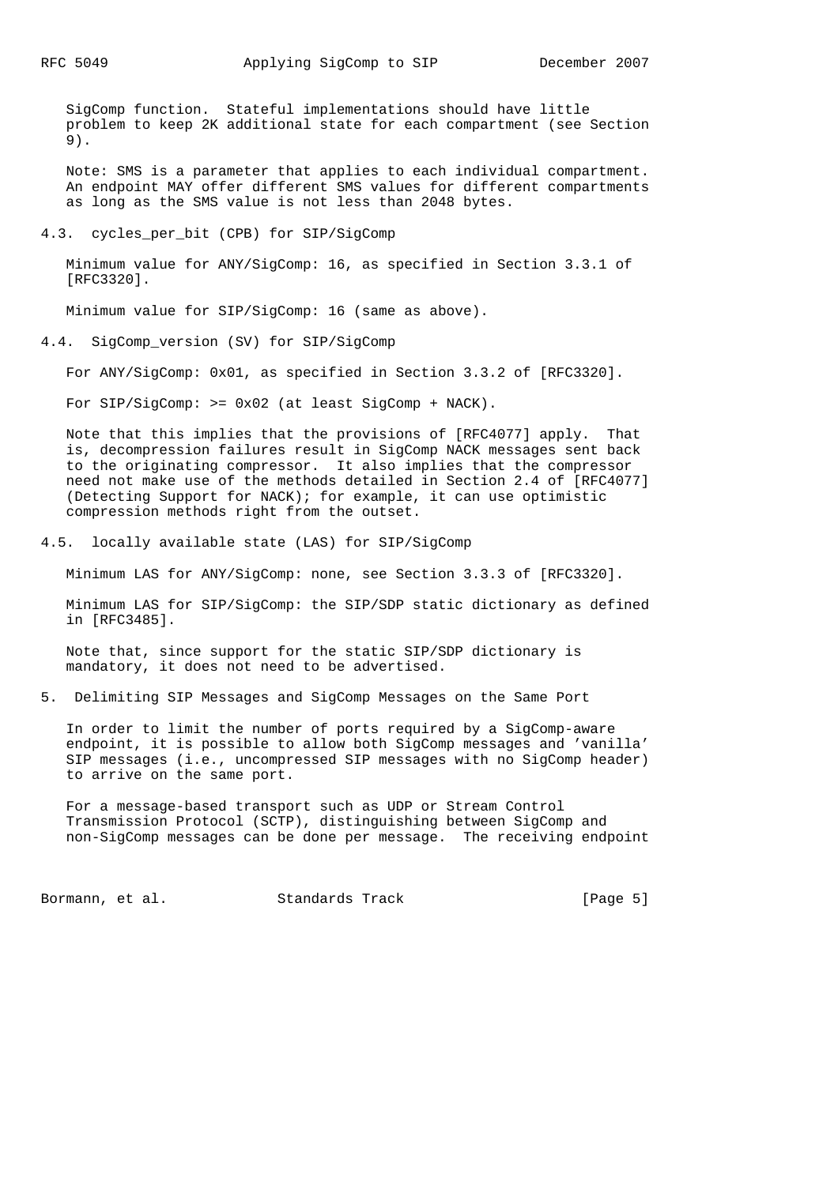SigComp function. Stateful implementations should have little problem to keep 2K additional state for each compartment (see Section 9).

Note: SMS is a parameter that applies to each individual compartment. An endpoint MAY offer different SMS values for different compartments as long as the SMS value is not less than 2048 bytes.

### 4.3. cycles_per_bit (CPB) for SIP/SigComp

Minimum value for ANY/SigComp: 16, as specified in Section 3.3.1 of [RFC3320].

Minimum value for SIP/SigComp: 16 (same as above).

### 4.4. SigComp_version (SV) for SIP/SigComp

For ANY/SigComp: 0x01, as specified in Section 3.3.2 of [RFC3320].

For SIP/SigComp: >= 0x02 (at least SigComp + NACK).

Note that this implies that the provisions of [RFC4077] apply. That is, decompression failures result in SigComp NACK messages sent back to the originating compressor. It also implies that the compressor need not make use of the methods detailed in Section 2.4 of [RFC4077] (Detecting Support for NACK); for example, it can use optimistic compression methods right from the outset.

### 4.5. locally available state (LAS) for SIP/SigComp

Minimum LAS for ANY/SigComp: none, see Section 3.3.3 of [RFC3320].

Minimum LAS for SIP/SigComp: the SIP/SDP static dictionary as defined in [RFC3485].

Note that, since support for the static SIP/SDP dictionary is mandatory, it does not need to be advertised.

## 5. Delimiting SIP Messages and SigComp Messages on the Same Port

In order to limit the number of ports required by a SigComp-aware endpoint, it is possible to allow both SigComp messages and 'vanilla' SIP messages (i.e., uncompressed SIP messages with no SigComp header) to arrive on the same port.

For a message-based transport such as UDP or Stream Control Transmission Protocol (SCTP), distinguishing between SigComp and non-SigComp messages can be done per message. The receiving endpoint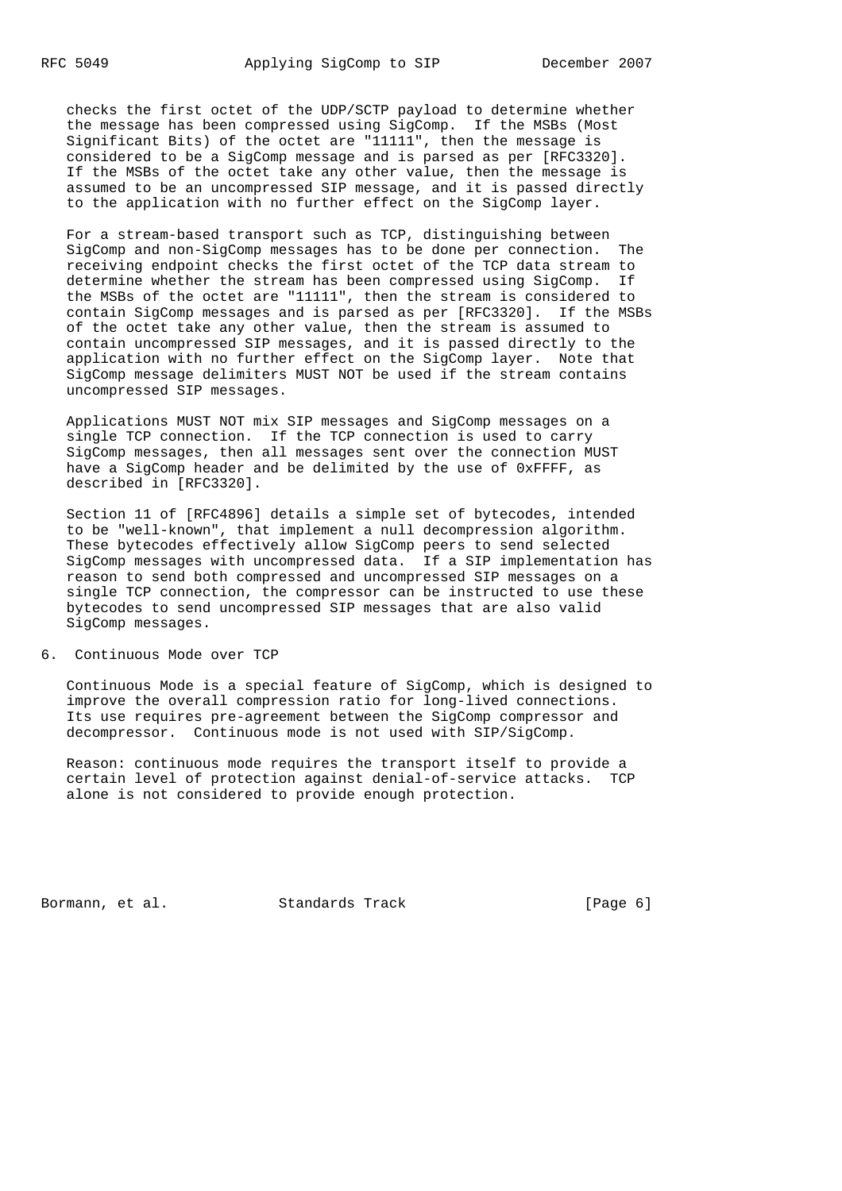checks the first octet of the UDP/SCTP payload to determine whether the message has been compressed using SigComp. If the MSBs (Most Significant Bits) of the octet are "11111", then the message is considered to be a SigComp message and is parsed as per [RFC3320]. If the MSBs of the octet take any other value, then the message is assumed to be an uncompressed SIP message, and it is passed directly to the application with no further effect on the SigComp layer.

For a stream-based transport such as TCP, distinguishing between SigComp and non-SigComp messages has to be done per connection. The receiving endpoint checks the first octet of the TCP data stream to determine whether the stream has been compressed using SigComp. If the MSBs of the octet are "11111", then the stream is considered to contain SigComp messages and is parsed as per [RFC3320]. If the MSBs of the octet take any other value, then the stream is assumed to contain uncompressed SIP messages, and it is passed directly to the application with no further effect on the SigComp layer. Note that SigComp message delimiters MUST NOT be used if the stream contains uncompressed SIP messages.

Applications MUST NOT mix SIP messages and SigComp messages on a single TCP connection. If the TCP connection is used to carry SigComp messages, then all messages sent over the connection MUST have a SigComp header and be delimited by the use of 0xFFFF, as described in [RFC3320].

Section 11 of [RFC4896] details a simple set of bytecodes, intended to be "well-known", that implement a null decompression algorithm. These bytecodes effectively allow SigComp peers to send selected SigComp messages with uncompressed data. If a SIP implementation has reason to send both compressed and uncompressed SIP messages on a single TCP connection, the compressor can be instructed to use these bytecodes to send uncompressed SIP messages that are also valid SigComp messages.

## 6. Continuous Mode over TCP

Continuous Mode is a special feature of SigComp, which is designed to improve the overall compression ratio for long-lived connections. Its use requires pre-agreement between the SigComp compressor and decompressor. Continuous mode is not used with SIP/SigComp.

Reason: continuous mode requires the transport itself to provide a certain level of protection against denial-of-service attacks. TCP alone is not considered to provide enough protection.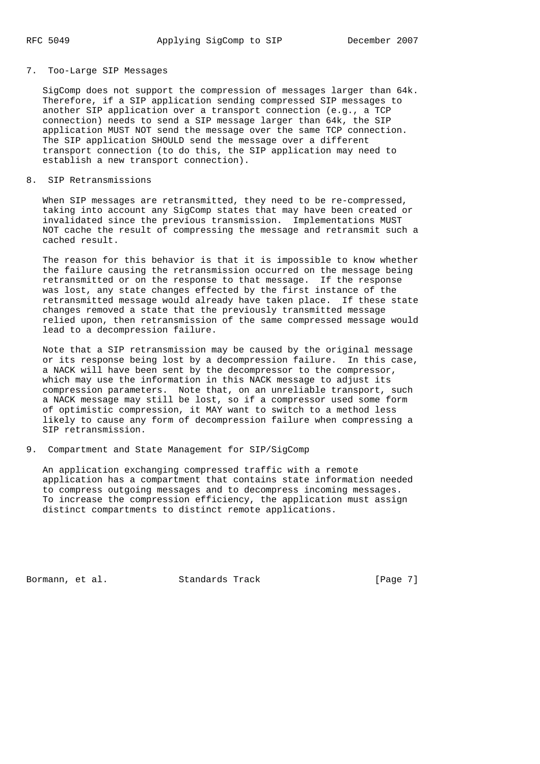## 7. Too-Large SIP Messages

SigComp does not support the compression of messages larger than 64k. Therefore, if a SIP application sending compressed SIP messages to another SIP application over a transport connection (e.g., a TCP connection) needs to send a SIP message larger than 64k, the SIP application MUST NOT send the message over the same TCP connection. The SIP application SHOULD send the message over a different transport connection (to do this, the SIP application may need to establish a new transport connection).

## 8. SIP Retransmissions

When SIP messages are retransmitted, they need to be re-compressed, taking into account any SigComp states that may have been created or invalidated since the previous transmission. Implementations MUST NOT cache the result of compressing the message and retransmit such a cached result.

The reason for this behavior is that it is impossible to know whether the failure causing the retransmission occurred on the message being retransmitted or on the response to that message. If the response was lost, any state changes effected by the first instance of the retransmitted message would already have taken place. If these state changes removed a state that the previously transmitted message relied upon, then retransmission of the same compressed message would lead to a decompression failure.

Note that a SIP retransmission may be caused by the original message or its response being lost by a decompression failure. In this case, a NACK will have been sent by the decompressor to the compressor, which may use the information in this NACK message to adjust its compression parameters. Note that, on an unreliable transport, such a NACK message may still be lost, so if a compressor used some form of optimistic compression, it MAY want to switch to a method less likely to cause any form of decompression failure when compressing a SIP retransmission.

## 9. Compartment and State Management for SIP/SigComp

An application exchanging compressed traffic with a remote application has a compartment that contains state information needed to compress outgoing messages and to decompress incoming messages. To increase the compression efficiency, the application must assign distinct compartments to distinct remote applications.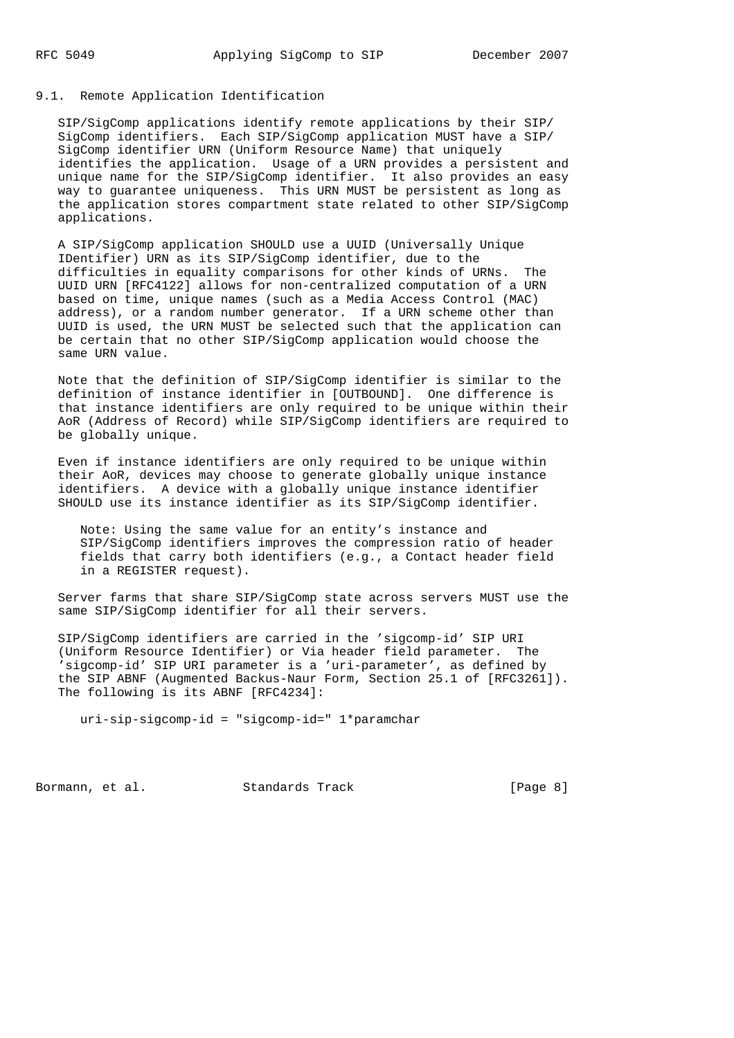### 9.1. Remote Application Identification

SIP/SigComp applications identify remote applications by their SIP/SigComp identifiers. Each SIP/SigComp application MUST have a SIP/SigComp identifier URN (Uniform Resource Name) that uniquely identifies the application. Usage of a URN provides a persistent and unique name for the SIP/SigComp identifier. It also provides an easy way to guarantee uniqueness. This URN MUST be persistent as long as the application stores compartment state related to other SIP/SigComp applications.

A SIP/SigComp application SHOULD use a UUID (Universally Unique IDentifier) URN as its SIP/SigComp identifier, due to the difficulties in equality comparisons for other kinds of URNs. The UUID URN [RFC4122] allows for non-centralized computation of a URN based on time, unique names (such as a Media Access Control (MAC) address), or a random number generator. If a URN scheme other than UUID is used, the URN MUST be selected such that the application can be certain that no other SIP/SigComp application would choose the same URN value.

Note that the definition of SIP/SigComp identifier is similar to the definition of instance identifier in [OUTBOUND]. One difference is that instance identifiers are only required to be unique within their AoR (Address of Record) while SIP/SigComp identifiers are required to be globally unique.

Even if instance identifiers are only required to be unique within their AoR, devices may choose to generate globally unique instance identifiers. A device with a globally unique instance identifier SHOULD use its instance identifier as its SIP/SigComp identifier.

> Note: Using the same value for an entity's instance and SIP/SigComp identifiers improves the compression ratio of header fields that carry both identifiers (e.g., a Contact header field in a REGISTER request).

Server farms that share SIP/SigComp state across servers MUST use the same SIP/SigComp identifier for all their servers.

SIP/SigComp identifiers are carried in the 'sigcomp-id' SIP URI (Uniform Resource Identifier) or Via header field parameter. The 'sigcomp-id' SIP URI parameter is a 'uri-parameter', as defined by the SIP ABNF (Augmented Backus-Naur Form, Section 25.1 of [RFC3261]). The following is its ABNF [RFC4234]:

```
uri-sip-sigcomp-id = "sigcomp-id=" 1*paramchar
```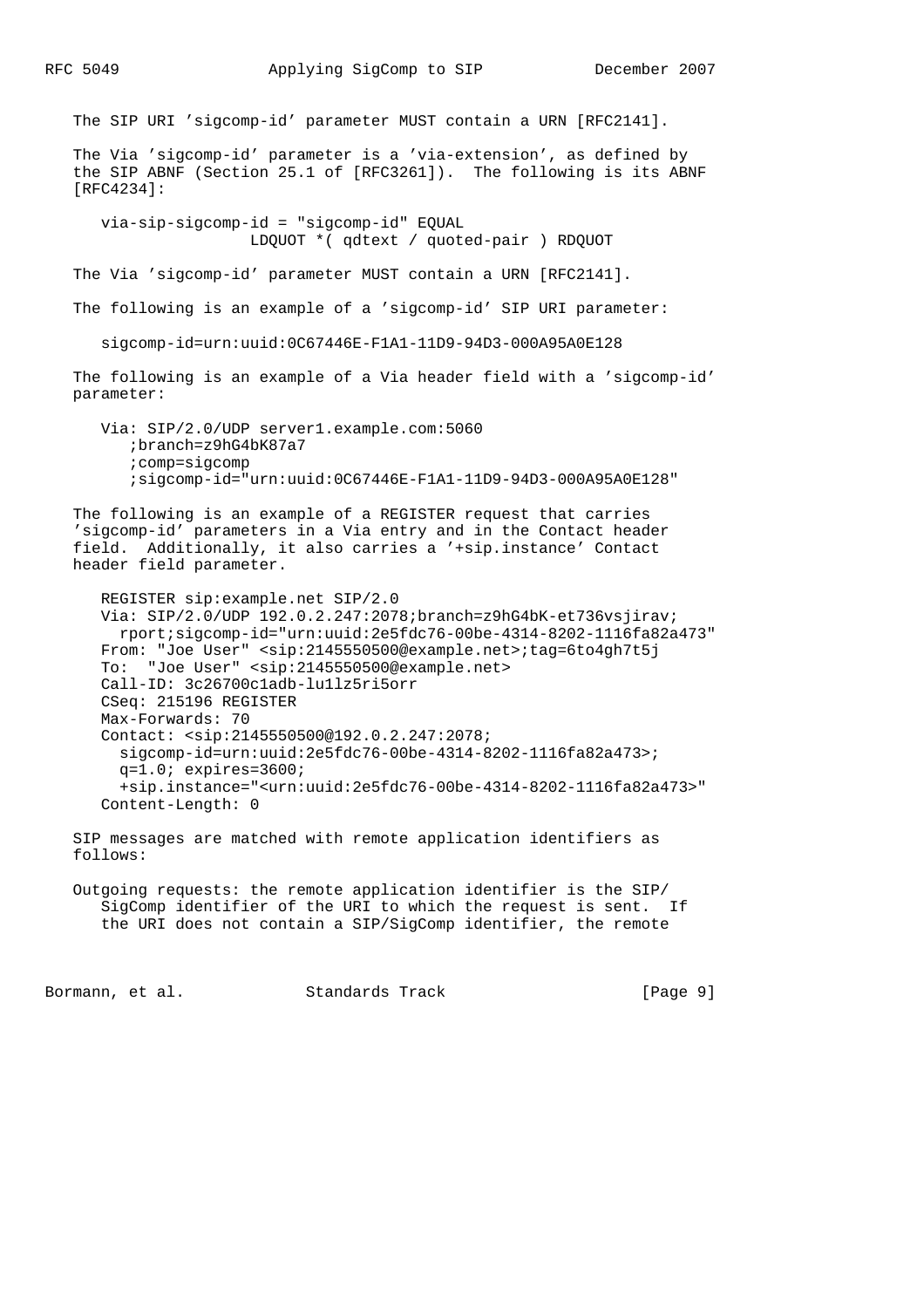The SIP URI 'sigcomp-id' parameter MUST contain a URN [RFC2141].

The Via 'sigcomp-id' parameter is a 'via-extension', as defined by the SIP ABNF (Section 25.1 of [RFC3261]). The following is its ABNF [RFC4234]:

```
via-sip-sigcomp-id = "sigcomp-id" EQUAL
                     LDQUOT *( qdtext / quoted-pair ) RDQUOT
```

The Via 'sigcomp-id' parameter MUST contain a URN [RFC2141].

The following is an example of a 'sigcomp-id' SIP URI parameter:

```
sigcomp-id=urn:uuid:0C67446E-F1A1-11D9-94D3-000A95A0E128
```

The following is an example of a Via header field with a 'sigcomp-id' parameter:

```
Via: SIP/2.0/UDP server1.example.com:5060
   ;branch=z9hG4bK87a7
   ;comp=sigcomp
   ;sigcomp-id="urn:uuid:0C67446E-F1A1-11D9-94D3-000A95A0E128"
```

The following is an example of a REGISTER request that carries 'sigcomp-id' parameters in a Via entry and in the Contact header field. Additionally, it also carries a '+sip.instance' Contact header field parameter.

```
REGISTER sip:example.net SIP/2.0
Via: SIP/2.0/UDP 192.0.2.247:2078;branch=z9hG4bK-et736vsjirav;
  rport;sigcomp-id="urn:uuid:2e5fdc76-00be-4314-8202-1116fa82a473"
From: "Joe User" <sip:2145550500@example.net>;tag=6to4gh7t5j
To:  "Joe User" <sip:2145550500@example.net>
Call-ID: 3c26700c1adb-lu1lz5ri5orr
CSeq: 215196 REGISTER
Max-Forwards: 70
Contact: <sip:2145550500@192.0.2.247:2078;
  sigcomp-id=urn:uuid:2e5fdc76-00be-4314-8202-1116fa82a473>;
  q=1.0; expires=3600;
  +sip.instance="<urn:uuid:2e5fdc76-00be-4314-8202-1116fa82a473>"
Content-Length: 0
```

SIP messages are matched with remote application identifiers as follows:

Outgoing requests: the remote application identifier is the SIP/SigComp identifier of the URI to which the request is sent. If the URI does not contain a SIP/SigComp identifier, the remote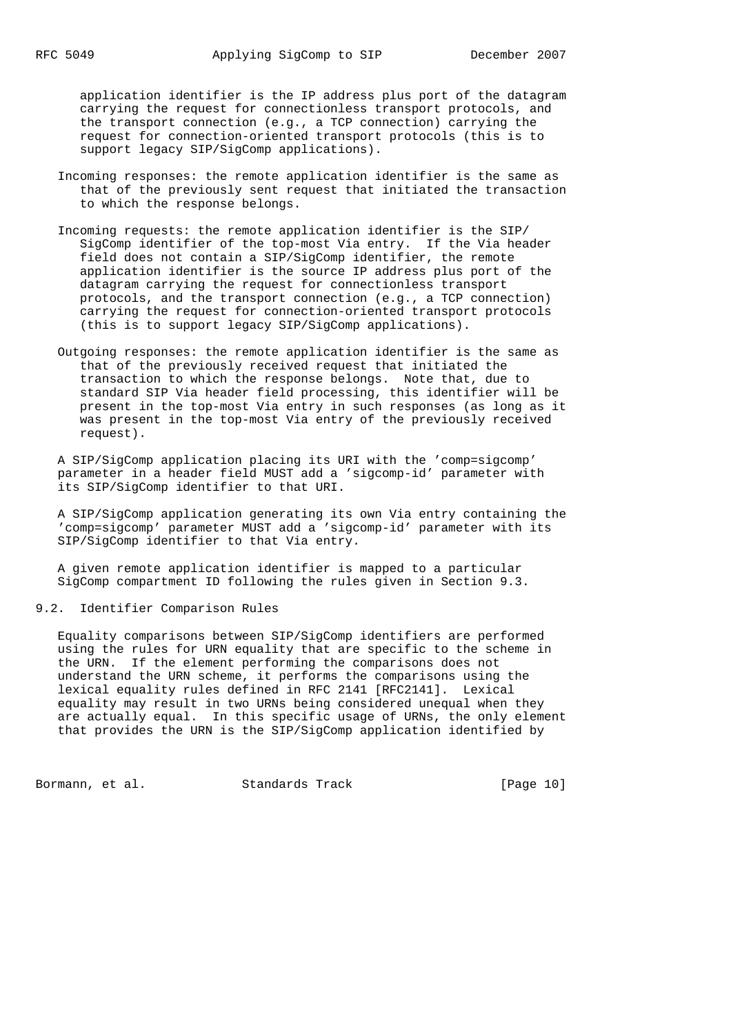application identifier is the IP address plus port of the datagram carrying the request for connectionless transport protocols, and the transport connection (e.g., a TCP connection) carrying the request for connection-oriented transport protocols (this is to support legacy SIP/SigComp applications).

Incoming responses: the remote application identifier is the same as that of the previously sent request that initiated the transaction to which the response belongs.

Incoming requests: the remote application identifier is the SIP/SigComp identifier of the top-most Via entry. If the Via header field does not contain a SIP/SigComp identifier, the remote application identifier is the source IP address plus port of the datagram carrying the request for connectionless transport protocols, and the transport connection (e.g., a TCP connection) carrying the request for connection-oriented transport protocols (this is to support legacy SIP/SigComp applications).

Outgoing responses: the remote application identifier is the same as that of the previously received request that initiated the transaction to which the response belongs. Note that, due to standard SIP Via header field processing, this identifier will be present in the top-most Via entry in such responses (as long as it was present in the top-most Via entry of the previously received request).

A SIP/SigComp application placing its URI with the 'comp=sigcomp' parameter in a header field MUST add a 'sigcomp-id' parameter with its SIP/SigComp identifier to that URI.

A SIP/SigComp application generating its own Via entry containing the 'comp=sigcomp' parameter MUST add a 'sigcomp-id' parameter with its SIP/SigComp identifier to that Via entry.

A given remote application identifier is mapped to a particular SigComp compartment ID following the rules given in Section 9.3.

## 9.2. Identifier Comparison Rules

Equality comparisons between SIP/SigComp identifiers are performed using the rules for URN equality that are specific to the scheme in the URN. If the element performing the comparisons does not understand the URN scheme, it performs the comparisons using the lexical equality rules defined in RFC 2141 [RFC2141]. Lexical equality may result in two URNs being considered unequal when they are actually equal. In this specific usage of URNs, the only element that provides the URN is the SIP/SigComp application identified by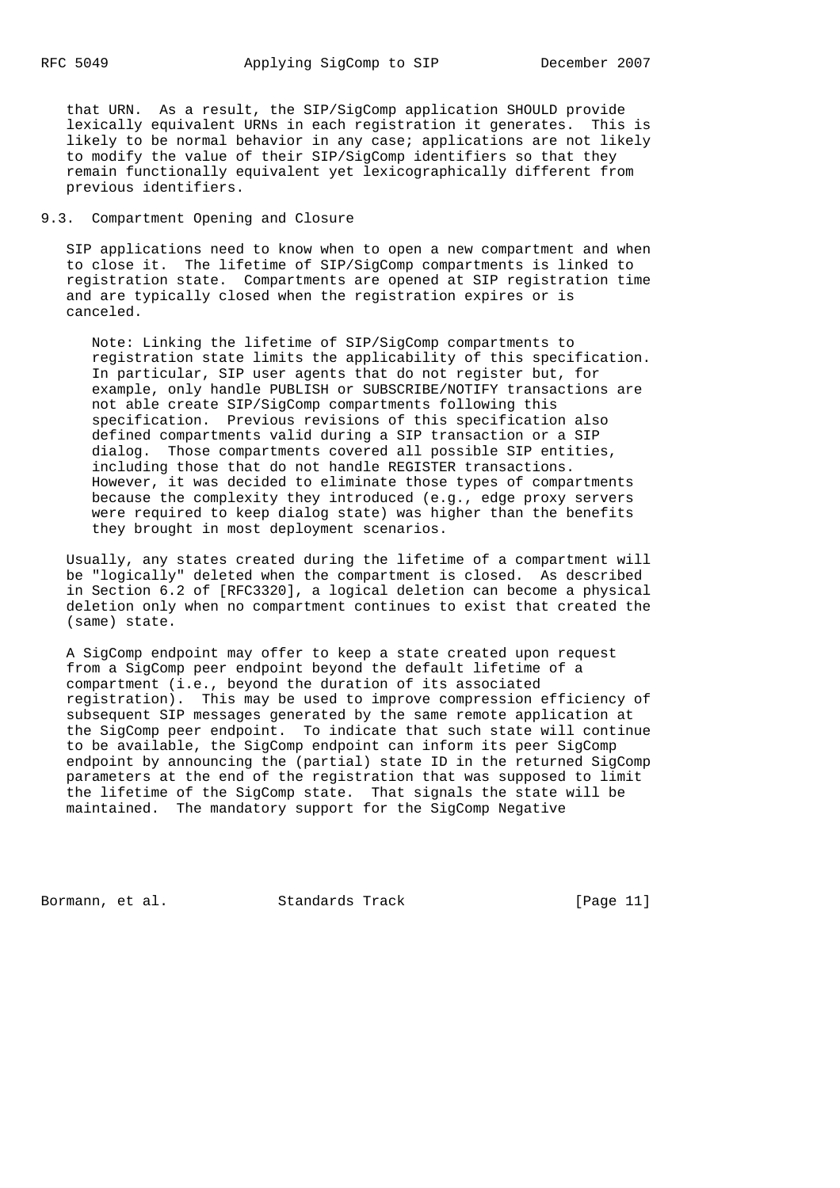that URN. As a result, the SIP/SigComp application SHOULD provide lexically equivalent URNs in each registration it generates. This is likely to be normal behavior in any case; applications are not likely to modify the value of their SIP/SigComp identifiers so that they remain functionally equivalent yet lexicographically different from previous identifiers.

## 9.3. Compartment Opening and Closure

SIP applications need to know when to open a new compartment and when to close it. The lifetime of SIP/SigComp compartments is linked to registration state. Compartments are opened at SIP registration time and are typically closed when the registration expires or is canceled.

> Note: Linking the lifetime of SIP/SigComp compartments to registration state limits the applicability of this specification. In particular, SIP user agents that do not register but, for example, only handle PUBLISH or SUBSCRIBE/NOTIFY transactions are not able create SIP/SigComp compartments following this specification. Previous revisions of this specification also defined compartments valid during a SIP transaction or a SIP dialog. Those compartments covered all possible SIP entities, including those that do not handle REGISTER transactions. However, it was decided to eliminate those types of compartments because the complexity they introduced (e.g., edge proxy servers were required to keep dialog state) was higher than the benefits they brought in most deployment scenarios.

Usually, any states created during the lifetime of a compartment will be "logically" deleted when the compartment is closed. As described in Section 6.2 of [RFC3320], a logical deletion can become a physical deletion only when no compartment continues to exist that created the (same) state.

A SigComp endpoint may offer to keep a state created upon request from a SigComp peer endpoint beyond the default lifetime of a compartment (i.e., beyond the duration of its associated registration). This may be used to improve compression efficiency of subsequent SIP messages generated by the same remote application at the SigComp peer endpoint. To indicate that such state will continue to be available, the SigComp endpoint can inform its peer SigComp endpoint by announcing the (partial) state ID in the returned SigComp parameters at the end of the registration that was supposed to limit the lifetime of the SigComp state. That signals the state will be maintained. The mandatory support for the SigComp Negative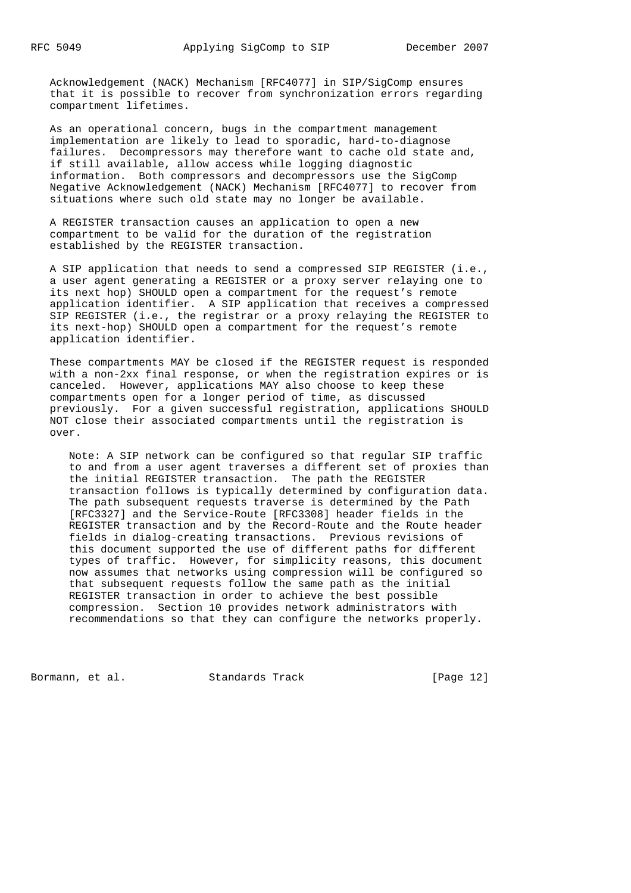Acknowledgement (NACK) Mechanism [RFC4077] in SIP/SigComp ensures that it is possible to recover from synchronization errors regarding compartment lifetimes.

As an operational concern, bugs in the compartment management implementation are likely to lead to sporadic, hard-to-diagnose failures. Decompressors may therefore want to cache old state and, if still available, allow access while logging diagnostic information. Both compressors and decompressors use the SigComp Negative Acknowledgement (NACK) Mechanism [RFC4077] to recover from situations where such old state may no longer be available.

A REGISTER transaction causes an application to open a new compartment to be valid for the duration of the registration established by the REGISTER transaction.

A SIP application that needs to send a compressed SIP REGISTER (i.e., a user agent generating a REGISTER or a proxy server relaying one to its next hop) SHOULD open a compartment for the request's remote application identifier. A SIP application that receives a compressed SIP REGISTER (i.e., the registrar or a proxy relaying the REGISTER to its next-hop) SHOULD open a compartment for the request's remote application identifier.

These compartments MAY be closed if the REGISTER request is responded with a non-2xx final response, or when the registration expires or is canceled. However, applications MAY also choose to keep these compartments open for a longer period of time, as discussed previously. For a given successful registration, applications SHOULD NOT close their associated compartments until the registration is over.

> Note: A SIP network can be configured so that regular SIP traffic to and from a user agent traverses a different set of proxies than the initial REGISTER transaction. The path the REGISTER transaction follows is typically determined by configuration data. The path subsequent requests traverse is determined by the Path [RFC3327] and the Service-Route [RFC3308] header fields in the REGISTER transaction and by the Record-Route and the Route header fields in dialog-creating transactions. Previous revisions of this document supported the use of different paths for different types of traffic. However, for simplicity reasons, this document now assumes that networks using compression will be configured so that subsequent requests follow the same path as the initial REGISTER transaction in order to achieve the best possible compression. Section 10 provides network administrators with recommendations so that they can configure the networks properly.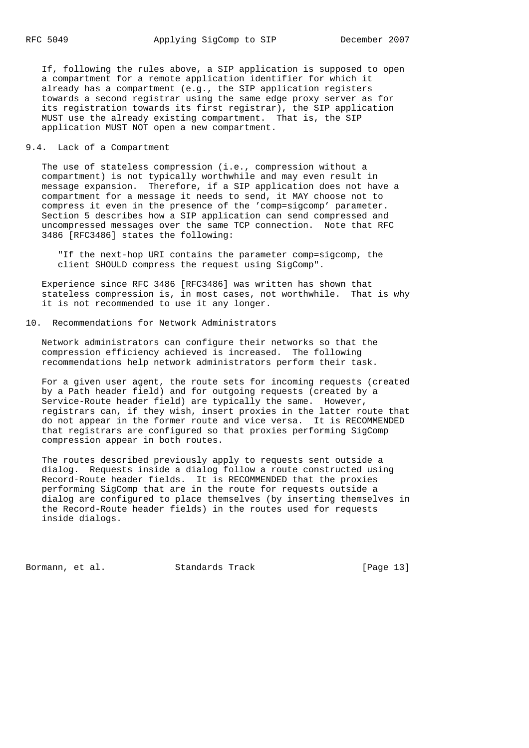If, following the rules above, a SIP application is supposed to open a compartment for a remote application identifier for which it already has a compartment (e.g., the SIP application registers towards a second registrar using the same edge proxy server as for its registration towards its first registrar), the SIP application MUST use the already existing compartment. That is, the SIP application MUST NOT open a new compartment.

## 9.4. Lack of a Compartment

The use of stateless compression (i.e., compression without a compartment) is not typically worthwhile and may even result in message expansion. Therefore, if a SIP application does not have a compartment for a message it needs to send, it MAY choose not to compress it even in the presence of the 'comp=sigcomp' parameter. Section 5 describes how a SIP application can send compressed and uncompressed messages over the same TCP connection. Note that RFC 3486 [RFC3486] states the following:

> "If the next-hop URI contains the parameter comp=sigcomp, the client SHOULD compress the request using SigComp".

Experience since RFC 3486 [RFC3486] was written has shown that stateless compression is, in most cases, not worthwhile. That is why it is not recommended to use it any longer.

# 10. Recommendations for Network Administrators

Network administrators can configure their networks so that the compression efficiency achieved is increased. The following recommendations help network administrators perform their task.

For a given user agent, the route sets for incoming requests (created by a Path header field) and for outgoing requests (created by a Service-Route header field) are typically the same. However, registrars can, if they wish, insert proxies in the latter route that do not appear in the former route and vice versa. It is RECOMMENDED that registrars are configured so that proxies performing SigComp compression appear in both routes.

The routes described previously apply to requests sent outside a dialog. Requests inside a dialog follow a route constructed using Record-Route header fields. It is RECOMMENDED that the proxies performing SigComp that are in the route for requests outside a dialog are configured to place themselves (by inserting themselves in the Record-Route header fields) in the routes used for requests inside dialogs.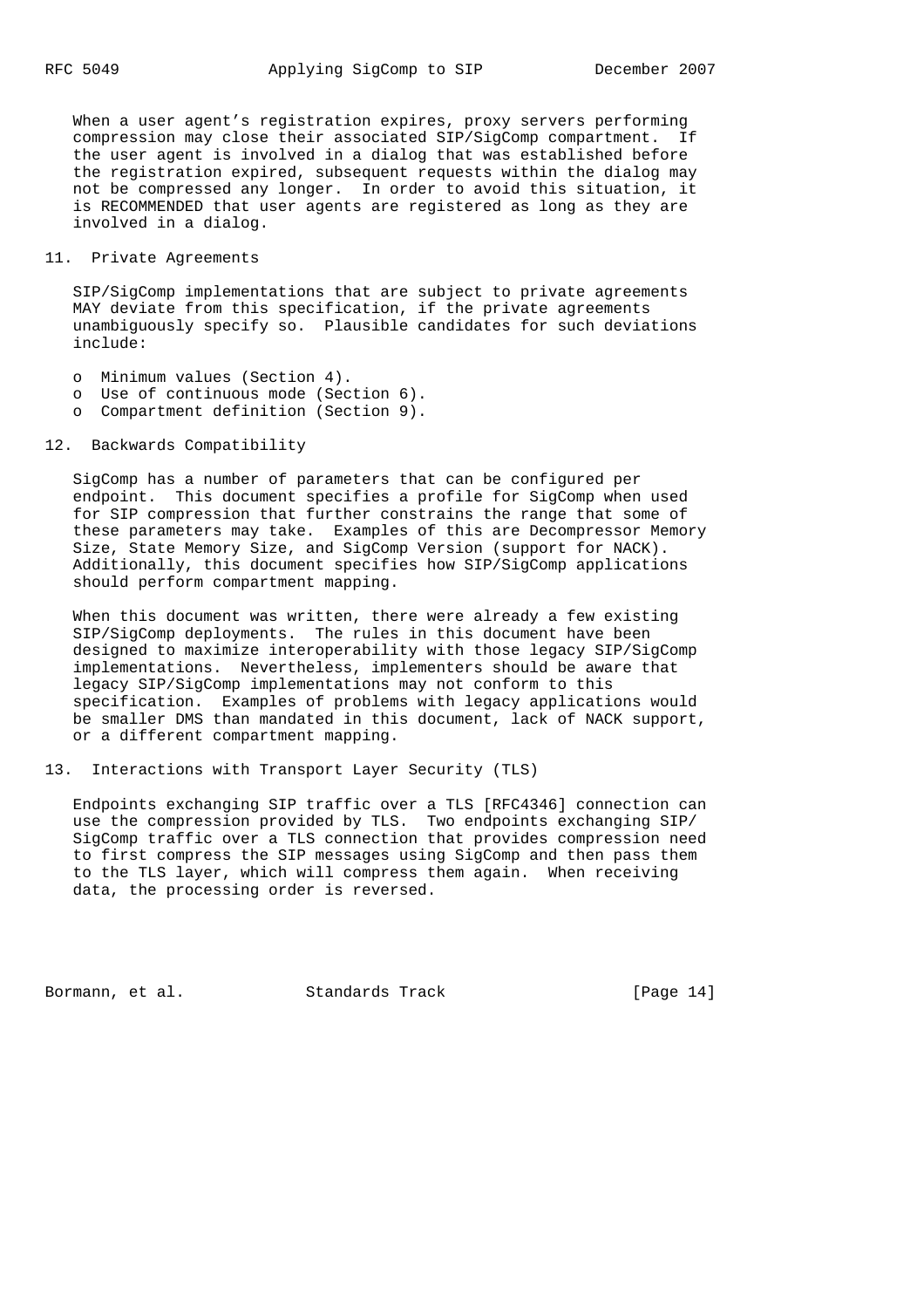When a user agent's registration expires, proxy servers performing compression may close their associated SIP/SigComp compartment. If the user agent is involved in a dialog that was established before the registration expired, subsequent requests within the dialog may not be compressed any longer. In order to avoid this situation, it is RECOMMENDED that user agents are registered as long as they are involved in a dialog.

## 11. Private Agreements

SIP/SigComp implementations that are subject to private agreements MAY deviate from this specification, if the private agreements unambiguously specify so. Plausible candidates for such deviations include:

- Minimum values (Section 4).
- Use of continuous mode (Section 6).
- Compartment definition (Section 9).

## 12. Backwards Compatibility

SigComp has a number of parameters that can be configured per endpoint. This document specifies a profile for SigComp when used for SIP compression that further constrains the range that some of these parameters may take. Examples of this are Decompressor Memory Size, State Memory Size, and SigComp Version (support for NACK). Additionally, this document specifies how SIP/SigComp applications should perform compartment mapping.

When this document was written, there were already a few existing SIP/SigComp deployments. The rules in this document have been designed to maximize interoperability with those legacy SIP/SigComp implementations. Nevertheless, implementers should be aware that legacy SIP/SigComp implementations may not conform to this specification. Examples of problems with legacy applications would be smaller DMS than mandated in this document, lack of NACK support, or a different compartment mapping.

## 13. Interactions with Transport Layer Security (TLS)

Endpoints exchanging SIP traffic over a TLS [RFC4346] connection can use the compression provided by TLS. Two endpoints exchanging SIP/SigComp traffic over a TLS connection that provides compression need to first compress the SIP messages using SigComp and then pass them to the TLS layer, which will compress them again. When receiving data, the processing order is reversed.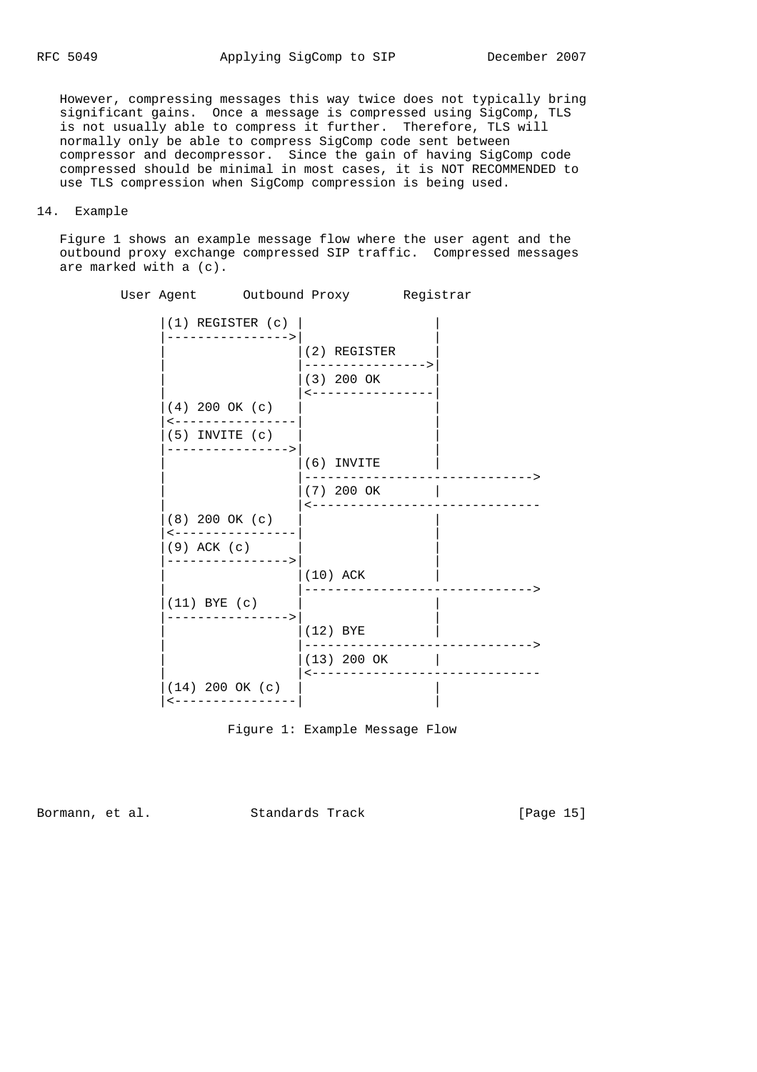However, compressing messages this way twice does not typically bring significant gains. Once a message is compressed using SigComp, TLS is not usually able to compress it further. Therefore, TLS will normally only be able to compress SigComp code sent between compressor and decompressor. Since the gain of having SigComp code compressed should be minimal in most cases, it is NOT RECOMMENDED to use TLS compression when SigComp compression is being used.

## 14. Example

Figure 1 shows an example message flow where the user agent and the outbound proxy exchange compressed SIP traffic. Compressed messages are marked with a (c).

```
        User Agent      Outbound Proxy       Registrar

             |(1) REGISTER (c) |                |
             |---------------->|                |
             |                 |(2) REGISTER    |
             |                 |--------------->|
             |                 |(3) 200 OK      |
             |                 |<---------------|
             |(4) 200 OK (c)   |                |
             |<----------------|                |
             |(5) INVITE (c)   |                |
             |---------------->|                |
             |                 |(6) INVITE      |
             |                 |----------------------------->
             |                 |(7) 200 OK      |
             |                 |<-----------------------------
             |(8) 200 OK (c)   |                |
             |<----------------|                |
             |(9) ACK (c)      |                |
             |---------------->|                |
             |                 |(10) ACK        |
             |                 |----------------------------->
             |(11) BYE (c)     |                |
             |---------------->|                |
             |                 |(12) BYE        |
             |                 |----------------------------->
             |                 |(13) 200 OK     |
             |                 |<-----------------------------
             |(14) 200 OK (c)  |                |
             |<----------------|                |
```

Figure 1: Example Message Flow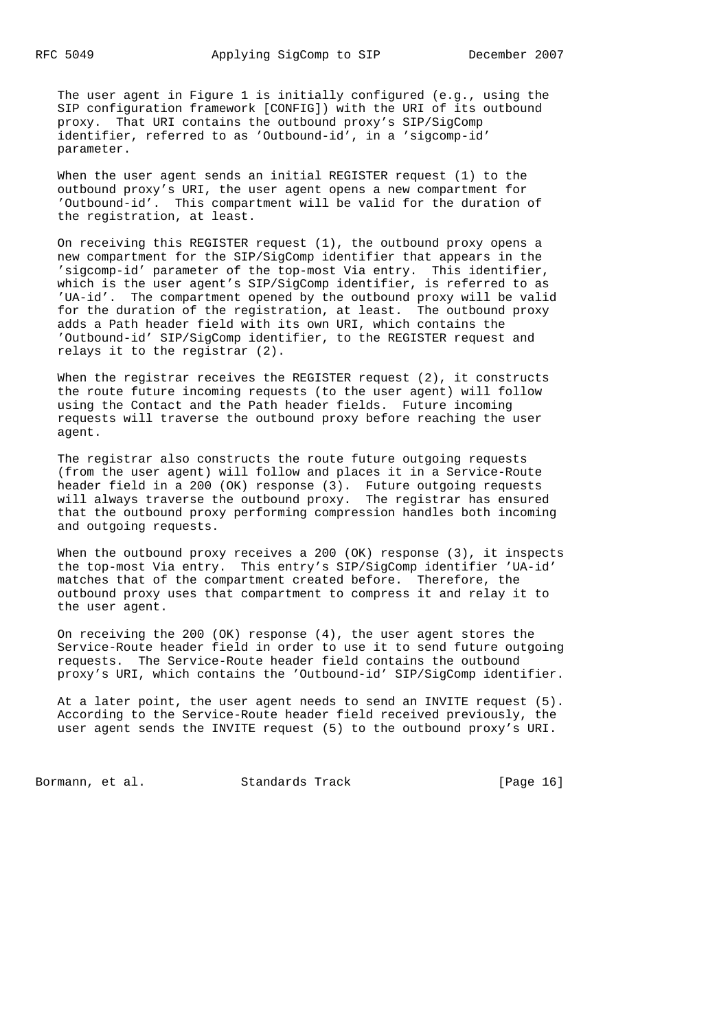The user agent in Figure 1 is initially configured (e.g., using the SIP configuration framework [CONFIG]) with the URI of its outbound proxy. That URI contains the outbound proxy's SIP/SigComp identifier, referred to as 'Outbound-id', in a 'sigcomp-id' parameter.

When the user agent sends an initial REGISTER request (1) to the outbound proxy's URI, the user agent opens a new compartment for 'Outbound-id'. This compartment will be valid for the duration of the registration, at least.

On receiving this REGISTER request (1), the outbound proxy opens a new compartment for the SIP/SigComp identifier that appears in the 'sigcomp-id' parameter of the top-most Via entry. This identifier, which is the user agent's SIP/SigComp identifier, is referred to as 'UA-id'. The compartment opened by the outbound proxy will be valid for the duration of the registration, at least. The outbound proxy adds a Path header field with its own URI, which contains the 'Outbound-id' SIP/SigComp identifier, to the REGISTER request and relays it to the registrar (2).

When the registrar receives the REGISTER request (2), it constructs the route future incoming requests (to the user agent) will follow using the Contact and the Path header fields. Future incoming requests will traverse the outbound proxy before reaching the user agent.

The registrar also constructs the route future outgoing requests (from the user agent) will follow and places it in a Service-Route header field in a 200 (OK) response (3). Future outgoing requests will always traverse the outbound proxy. The registrar has ensured that the outbound proxy performing compression handles both incoming and outgoing requests.

When the outbound proxy receives a 200 (OK) response (3), it inspects the top-most Via entry. This entry's SIP/SigComp identifier 'UA-id' matches that of the compartment created before. Therefore, the outbound proxy uses that compartment to compress it and relay it to the user agent.

On receiving the 200 (OK) response (4), the user agent stores the Service-Route header field in order to use it to send future outgoing requests. The Service-Route header field contains the outbound proxy's URI, which contains the 'Outbound-id' SIP/SigComp identifier.

At a later point, the user agent needs to send an INVITE request (5). According to the Service-Route header field received previously, the user agent sends the INVITE request (5) to the outbound proxy's URI.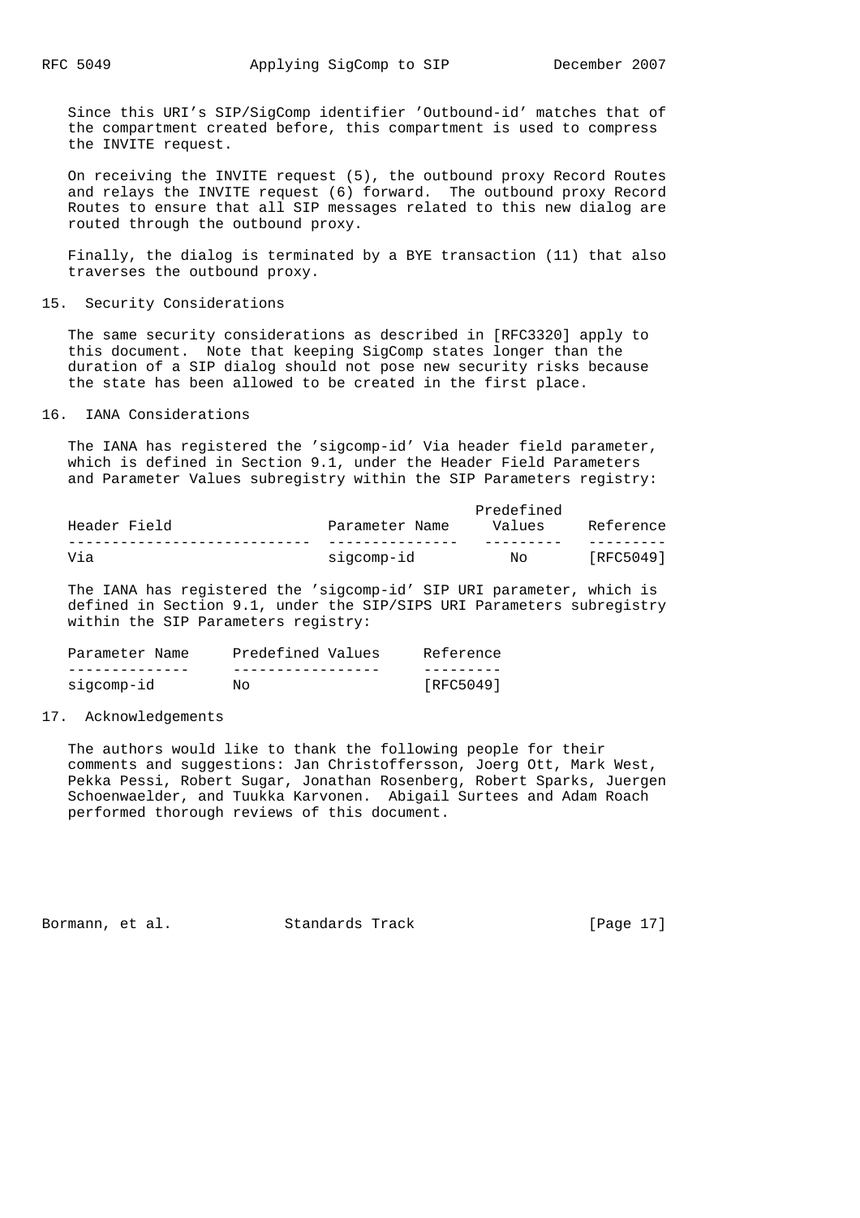Since this URI's SIP/SigComp identifier 'Outbound-id' matches that of the compartment created before, this compartment is used to compress the INVITE request.

On receiving the INVITE request (5), the outbound proxy Record Routes and relays the INVITE request (6) forward. The outbound proxy Record Routes to ensure that all SIP messages related to this new dialog are routed through the outbound proxy.

Finally, the dialog is terminated by a BYE transaction (11) that also traverses the outbound proxy.

## 15. Security Considerations

The same security considerations as described in [RFC3320] apply to this document. Note that keeping SigComp states longer than the duration of a SIP dialog should not pose new security risks because the state has been allowed to be created in the first place.

## 16. IANA Considerations

The IANA has registered the 'sigcomp-id' Via header field parameter, which is defined in Section 9.1, under the Header Field Parameters and Parameter Values subregistry within the SIP Parameters registry:

| Header Field | Parameter Name | Predefined Values | Reference |
|---|---|---|---|
| Via | sigcomp-id | No | [RFC5049] |

The IANA has registered the 'sigcomp-id' SIP URI parameter, which is defined in Section 9.1, under the SIP/SIPS URI Parameters subregistry within the SIP Parameters registry:

| Parameter Name | Predefined Values | Reference |
|---|---|---|
| sigcomp-id | No | [RFC5049] |

## 17. Acknowledgements

The authors would like to thank the following people for their comments and suggestions: Jan Christoffersson, Joerg Ott, Mark West, Pekka Pessi, Robert Sugar, Jonathan Rosenberg, Robert Sparks, Juergen Schoenwaelder, and Tuukka Karvonen. Abigail Surtees and Adam Roach performed thorough reviews of this document.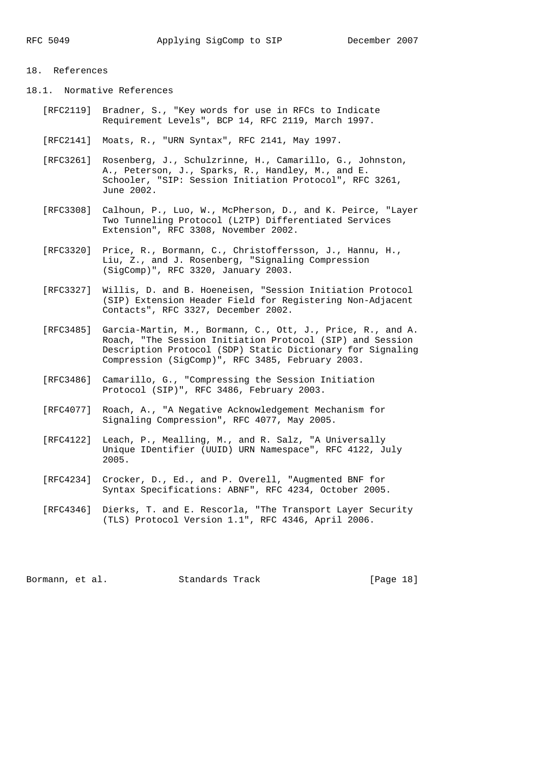## 18. References

### 18.1. Normative References

[RFC2119] Bradner, S., "Key words for use in RFCs to Indicate Requirement Levels", BCP 14, RFC 2119, March 1997.

[RFC2141] Moats, R., "URN Syntax", RFC 2141, May 1997.

[RFC3261] Rosenberg, J., Schulzrinne, H., Camarillo, G., Johnston, A., Peterson, J., Sparks, R., Handley, M., and E. Schooler, "SIP: Session Initiation Protocol", RFC 3261, June 2002.

[RFC3308] Calhoun, P., Luo, W., McPherson, D., and K. Peirce, "Layer Two Tunneling Protocol (L2TP) Differentiated Services Extension", RFC 3308, November 2002.

[RFC3320] Price, R., Bormann, C., Christoffersson, J., Hannu, H., Liu, Z., and J. Rosenberg, "Signaling Compression (SigComp)", RFC 3320, January 2003.

[RFC3327] Willis, D. and B. Hoeneisen, "Session Initiation Protocol (SIP) Extension Header Field for Registering Non-Adjacent Contacts", RFC 3327, December 2002.

[RFC3485] Garcia-Martin, M., Bormann, C., Ott, J., Price, R., and A. Roach, "The Session Initiation Protocol (SIP) and Session Description Protocol (SDP) Static Dictionary for Signaling Compression (SigComp)", RFC 3485, February 2003.

[RFC3486] Camarillo, G., "Compressing the Session Initiation Protocol (SIP)", RFC 3486, February 2003.

[RFC4077] Roach, A., "A Negative Acknowledgement Mechanism for Signaling Compression", RFC 4077, May 2005.

[RFC4122] Leach, P., Mealling, M., and R. Salz, "A Universally Unique IDentifier (UUID) URN Namespace", RFC 4122, July 2005.

[RFC4234] Crocker, D., Ed., and P. Overell, "Augmented BNF for Syntax Specifications: ABNF", RFC 4234, October 2005.

[RFC4346] Dierks, T. and E. Rescorla, "The Transport Layer Security (TLS) Protocol Version 1.1", RFC 4346, April 2006.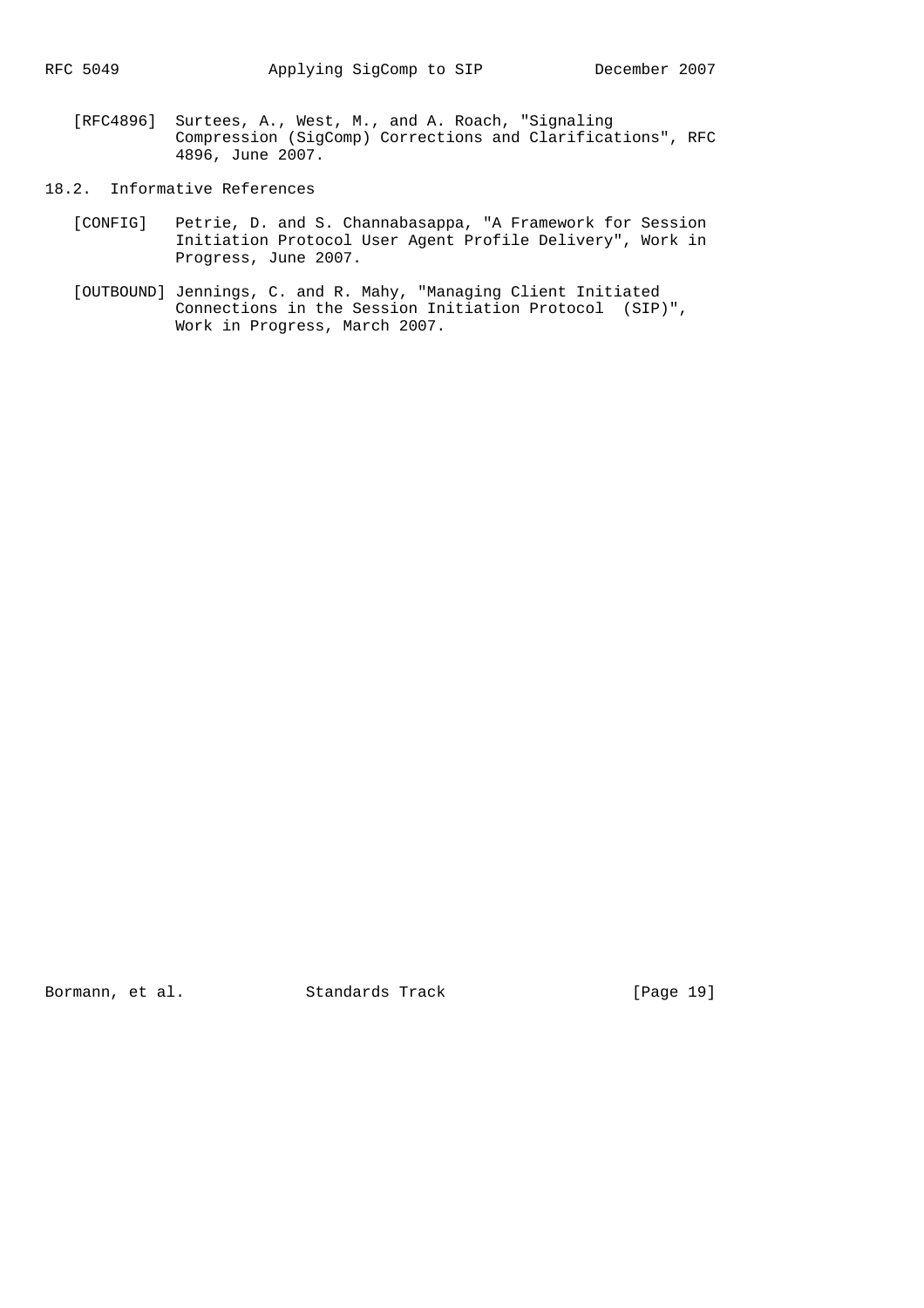[RFC4896] Surtees, A., West, M., and A. Roach, "Signaling Compression (SigComp) Corrections and Clarifications", RFC 4896, June 2007.

## 18.2. Informative References

[CONFIG] Petrie, D. and S. Channabasappa, "A Framework for Session Initiation Protocol User Agent Profile Delivery", Work in Progress, June 2007.

[OUTBOUND] Jennings, C. and R. Mahy, "Managing Client Initiated Connections in the Session Initiation Protocol (SIP)", Work in Progress, March 2007.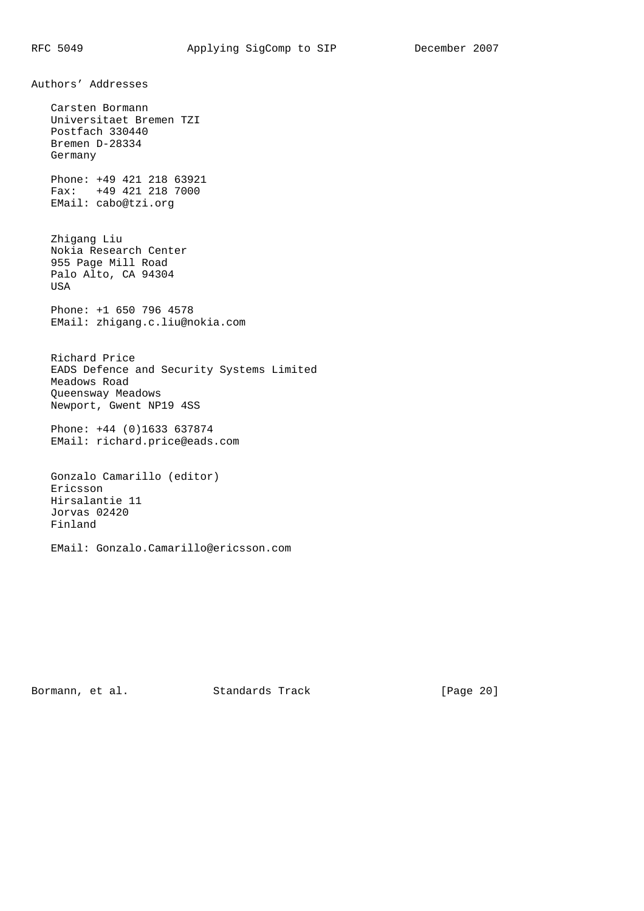## Authors' Addresses

Carsten Bormann
Universitaet Bremen TZI
Postfach 330440
Bremen D-28334
Germany

Phone: +49 421 218 63921
Fax: +49 421 218 7000
EMail: cabo@tzi.org

Zhigang Liu
Nokia Research Center
955 Page Mill Road
Palo Alto, CA 94304
USA

Phone: +1 650 796 4578
EMail: zhigang.c.liu@nokia.com

Richard Price
EADS Defence and Security Systems Limited
Meadows Road
Queensway Meadows
Newport, Gwent NP19 4SS

Phone: +44 (0)1633 637874
EMail: richard.price@eads.com

Gonzalo Camarillo (editor)
Ericsson
Hirsalantie 11
Jorvas 02420
Finland

EMail: Gonzalo.Camarillo@ericsson.com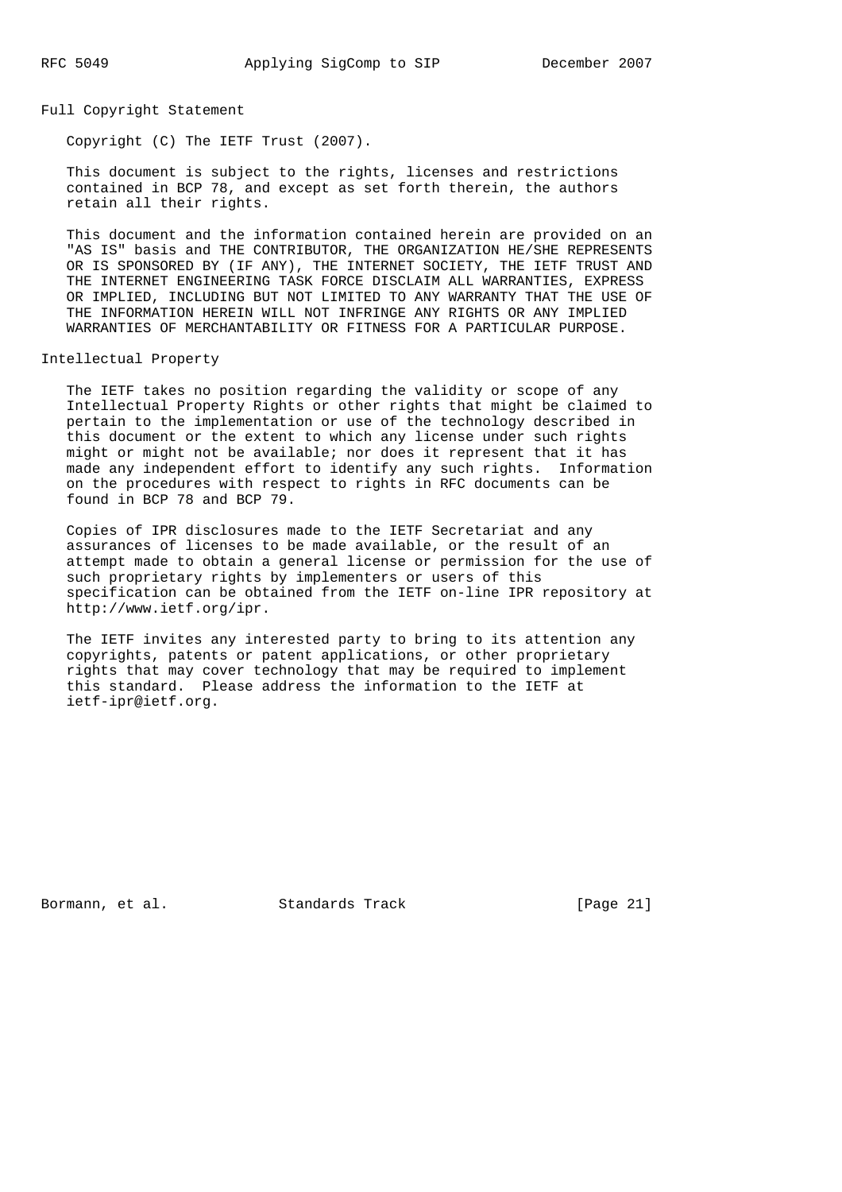## Full Copyright Statement

Copyright (C) The IETF Trust (2007).

This document is subject to the rights, licenses and restrictions contained in BCP 78, and except as set forth therein, the authors retain all their rights.

This document and the information contained herein are provided on an "AS IS" basis and THE CONTRIBUTOR, THE ORGANIZATION HE/SHE REPRESENTS OR IS SPONSORED BY (IF ANY), THE INTERNET SOCIETY, THE IETF TRUST AND THE INTERNET ENGINEERING TASK FORCE DISCLAIM ALL WARRANTIES, EXPRESS OR IMPLIED, INCLUDING BUT NOT LIMITED TO ANY WARRANTY THAT THE USE OF THE INFORMATION HEREIN WILL NOT INFRINGE ANY RIGHTS OR ANY IMPLIED WARRANTIES OF MERCHANTABILITY OR FITNESS FOR A PARTICULAR PURPOSE.

## Intellectual Property

The IETF takes no position regarding the validity or scope of any Intellectual Property Rights or other rights that might be claimed to pertain to the implementation or use of the technology described in this document or the extent to which any license under such rights might or might not be available; nor does it represent that it has made any independent effort to identify any such rights. Information on the procedures with respect to rights in RFC documents can be found in BCP 78 and BCP 79.

Copies of IPR disclosures made to the IETF Secretariat and any assurances of licenses to be made available, or the result of an attempt made to obtain a general license or permission for the use of such proprietary rights by implementers or users of this specification can be obtained from the IETF on-line IPR repository at http://www.ietf.org/ipr.

The IETF invites any interested party to bring to its attention any copyrights, patents or patent applications, or other proprietary rights that may cover technology that may be required to implement this standard. Please address the information to the IETF at ietf-ipr@ietf.org.